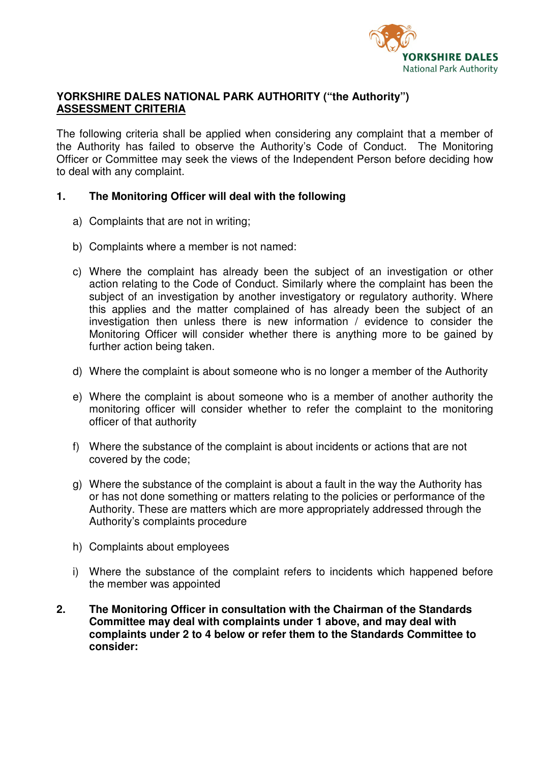YORKSHIRE DALES
National Park Authority

# YORKSHIRE DALES NATIONAL PARK AUTHORITY ("the Authority")

## ASSESSMENT CRITERIA

The following criteria shall be applied when considering any complaint that a member of the Authority has failed to observe the Authority's Code of Conduct. The Monitoring Officer or Committee may seek the views of the Independent Person before deciding how to deal with any complaint.

**1. The Monitoring Officer will deal with the following**

a) Complaints that are not in writing;

b) Complaints where a member is not named:

c) Where the complaint has already been the subject of an investigation or other action relating to the Code of Conduct. Similarly where the complaint has been the subject of an investigation by another investigatory or regulatory authority. Where this applies and the matter complained of has already been the subject of an investigation then unless there is new information / evidence to consider the Monitoring Officer will consider whether there is anything more to be gained by further action being taken.

d) Where the complaint is about someone who is no longer a member of the Authority

e) Where the complaint is about someone who is a member of another authority the monitoring officer will consider whether to refer the complaint to the monitoring officer of that authority

f) Where the substance of the complaint is about incidents or actions that are not covered by the code;

g) Where the substance of the complaint is about a fault in the way the Authority has or has not done something or matters relating to the policies or performance of the Authority. These are matters which are more appropriately addressed through the Authority's complaints procedure

h) Complaints about employees

i) Where the substance of the complaint refers to incidents which happened before the member was appointed

**2. The Monitoring Officer in consultation with the Chairman of the Standards Committee may deal with complaints under 1 above, and may deal with complaints under 2 to 4 below or refer them to the Standards Committee to consider:**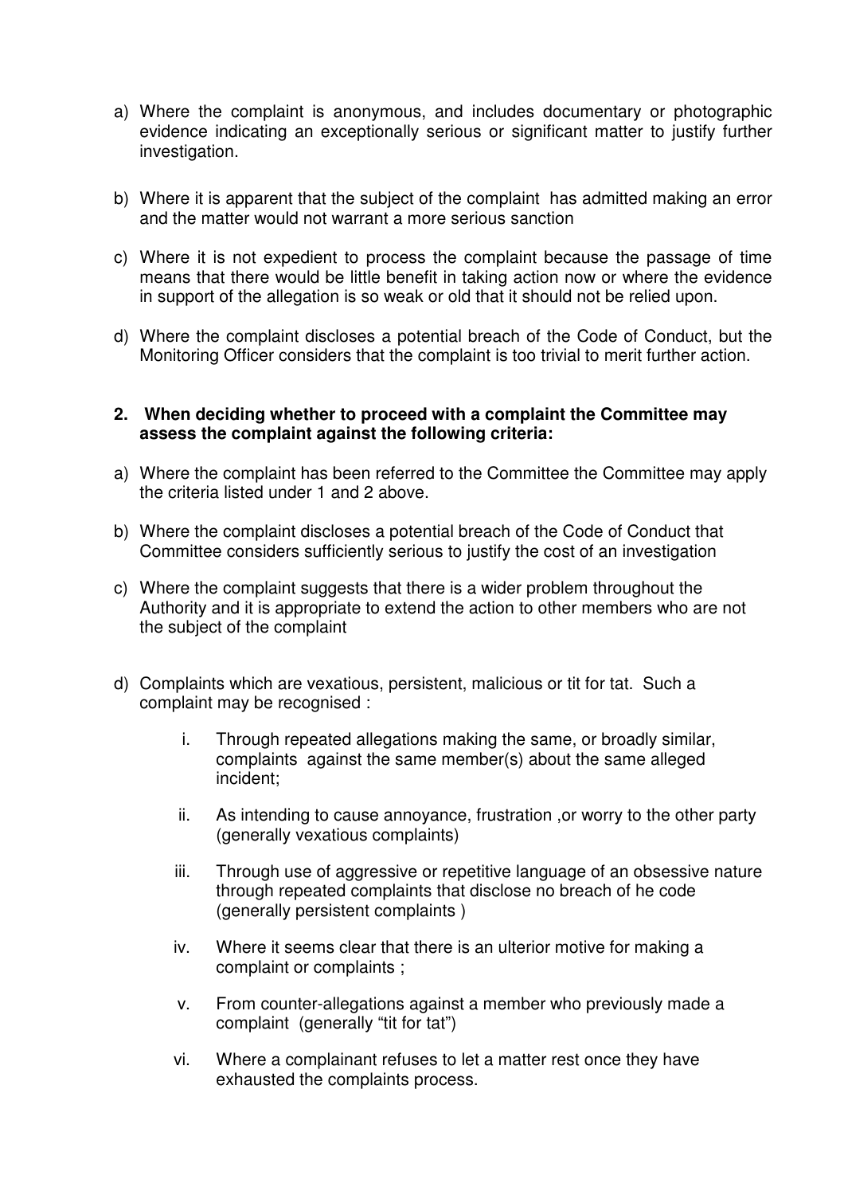a) Where the complaint is anonymous, and includes documentary or photographic evidence indicating an exceptionally serious or significant matter to justify further investigation.

b) Where it is apparent that the subject of the complaint has admitted making an error and the matter would not warrant a more serious sanction

c) Where it is not expedient to process the complaint because the passage of time means that there would be little benefit in taking action now or where the evidence in support of the allegation is so weak or old that it should not be relied upon.

d) Where the complaint discloses a potential breach of the Code of Conduct, but the Monitoring Officer considers that the complaint is too trivial to merit further action.

**2. When deciding whether to proceed with a complaint the Committee may assess the complaint against the following criteria:**

a) Where the complaint has been referred to the Committee the Committee may apply the criteria listed under 1 and 2 above.

b) Where the complaint discloses a potential breach of the Code of Conduct that Committee considers sufficiently serious to justify the cost of an investigation

c) Where the complaint suggests that there is a wider problem throughout the Authority and it is appropriate to extend the action to other members who are not the subject of the complaint

d) Complaints which are vexatious, persistent, malicious or tit for tat. Such a complaint may be recognised :

   i. Through repeated allegations making the same, or broadly similar, complaints against the same member(s) about the same alleged incident;

   ii. As intending to cause annoyance, frustration ,or worry to the other party (generally vexatious complaints)

   iii. Through use of aggressive or repetitive language of an obsessive nature through repeated complaints that disclose no breach of he code (generally persistent complaints )

   iv. Where it seems clear that there is an ulterior motive for making a complaint or complaints ;

   v. From counter-allegations against a member who previously made a complaint (generally "tit for tat")

   vi. Where a complainant refuses to let a matter rest once they have exhausted the complaints process.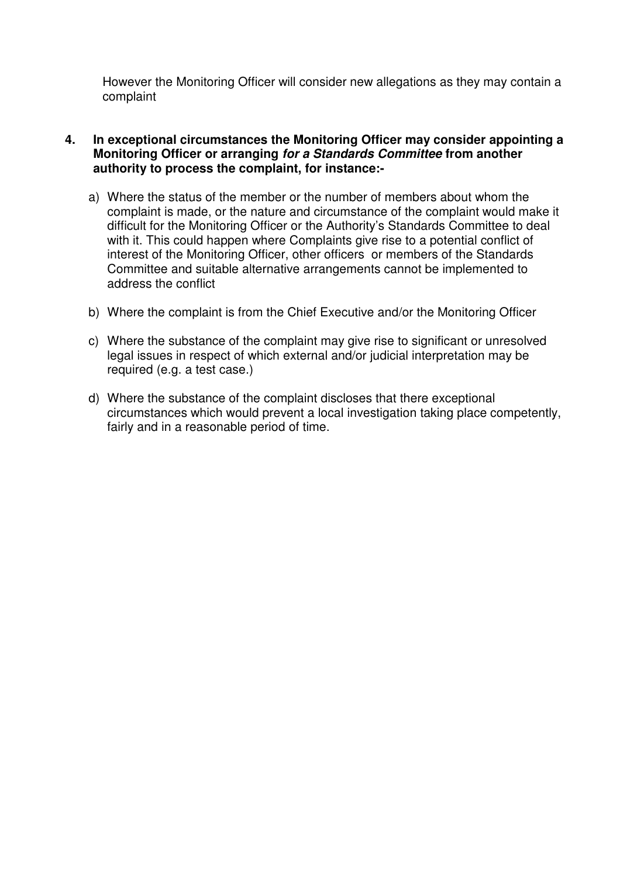However the Monitoring Officer will consider new allegations as they may contain a complaint

4. **In exceptional circumstances the Monitoring Officer may consider appointing a Monitoring Officer or arranging *for a Standards Committee* from another authority to process the complaint, for instance:-**

   a) Where the status of the member or the number of members about whom the complaint is made, or the nature and circumstance of the complaint would make it difficult for the Monitoring Officer or the Authority's Standards Committee to deal with it. This could happen where Complaints give rise to a potential conflict of interest of the Monitoring Officer, other officers or members of the Standards Committee and suitable alternative arrangements cannot be implemented to address the conflict

   b) Where the complaint is from the Chief Executive and/or the Monitoring Officer

   c) Where the substance of the complaint may give rise to significant or unresolved legal issues in respect of which external and/or judicial interpretation may be required (e.g. a test case.)

   d) Where the substance of the complaint discloses that there exceptional circumstances which would prevent a local investigation taking place competently, fairly and in a reasonable period of time.